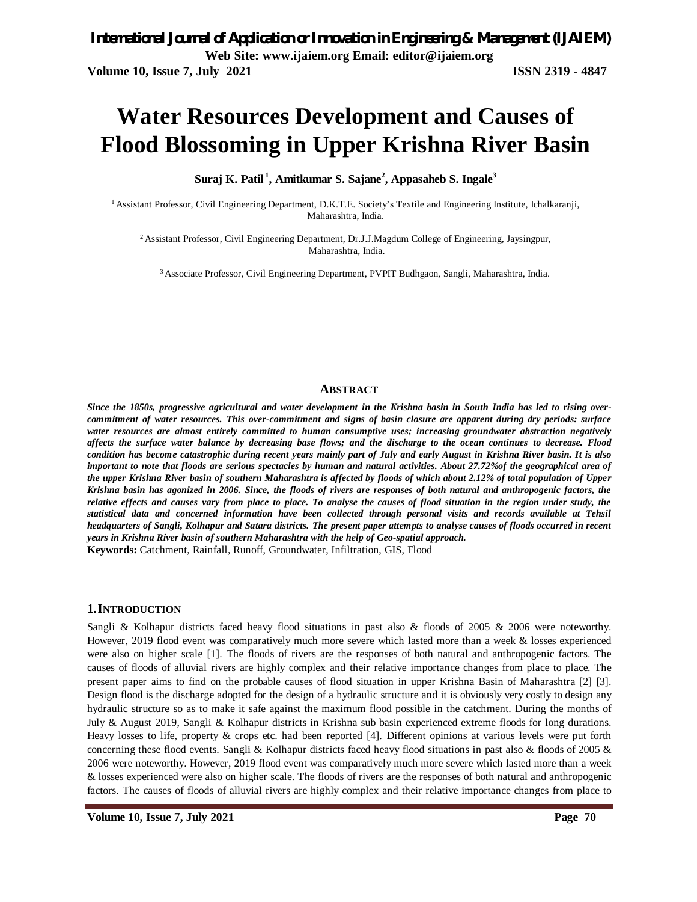# Water Resources Development and Causes of Flood Blossoming in Upper Krishna River Basin

**Suraj K. Patil [1], Amitkumar S. Sajane[2], Appasaheb S. Ingale[3]**

[1] Assistant Professor, Civil Engineering Department, D.K.T.E. Society's Textile and Engineering Institute, Ichalkaranji, Maharashtra, India.

[2] Assistant Professor, Civil Engineering Department, Dr.J.J.Magdum College of Engineering, Jaysingpur, Maharashtra, India.

[3] Associate Professor, Civil Engineering Department, PVPIT Budhgaon, Sangli, Maharashtra, India.

## ABSTRACT

***Since the 1850s, progressive agricultural and water development in the Krishna basin in South India has led to rising over-commitment of water resources. This over-commitment and signs of basin closure are apparent during dry periods: surface water resources are almost entirely committed to human consumptive uses; increasing groundwater abstraction negatively affects the surface water balance by decreasing base flows; and the discharge to the ocean continues to decrease. Flood condition has become catastrophic during recent years mainly part of July and early August in Krishna River basin. It is also important to note that floods are serious spectacles by human and natural activities. About 27.72%of the geographical area of the upper Krishna River basin of southern Maharashtra is affected by floods of which about 2.12% of total population of Upper Krishna basin has agonized in 2006. Since, the floods of rivers are responses of both natural and anthropogenic factors, the relative effects and causes vary from place to place. To analyse the causes of flood situation in the region under study, the statistical data and concerned information have been collected through personal visits and records available at Tehsil headquarters of Sangli, Kolhapur and Satara districts. The present paper attempts to analyse causes of floods occurred in recent years in Krishna River basin of southern Maharashtra with the help of Geo-spatial approach.***

**Keywords:** Catchment, Rainfall, Runoff, Groundwater, Infiltration, GIS, Flood

## 1. INTRODUCTION

Sangli & Kolhapur districts faced heavy flood situations in past also & floods of 2005 & 2006 were noteworthy. However, 2019 flood event was comparatively much more severe which lasted more than a week & losses experienced were also on higher scale [1]. The floods of rivers are the responses of both natural and anthropogenic factors. The causes of floods of alluvial rivers are highly complex and their relative importance changes from place to place. The present paper aims to find on the probable causes of flood situation in upper Krishna Basin of Maharashtra [2] [3]. Design flood is the discharge adopted for the design of a hydraulic structure and it is obviously very costly to design any hydraulic structure so as to make it safe against the maximum flood possible in the catchment. During the months of July & August 2019, Sangli & Kolhapur districts in Krishna sub basin experienced extreme floods for long durations. Heavy losses to life, property & crops etc. had been reported [4]. Different opinions at various levels were put forth concerning these flood events. Sangli & Kolhapur districts faced heavy flood situations in past also & floods of 2005 & 2006 were noteworthy. However, 2019 flood event was comparatively much more severe which lasted more than a week & losses experienced were also on higher scale. The floods of rivers are the responses of both natural and anthropogenic factors. The causes of floods of alluvial rivers are highly complex and their relative importance changes from place to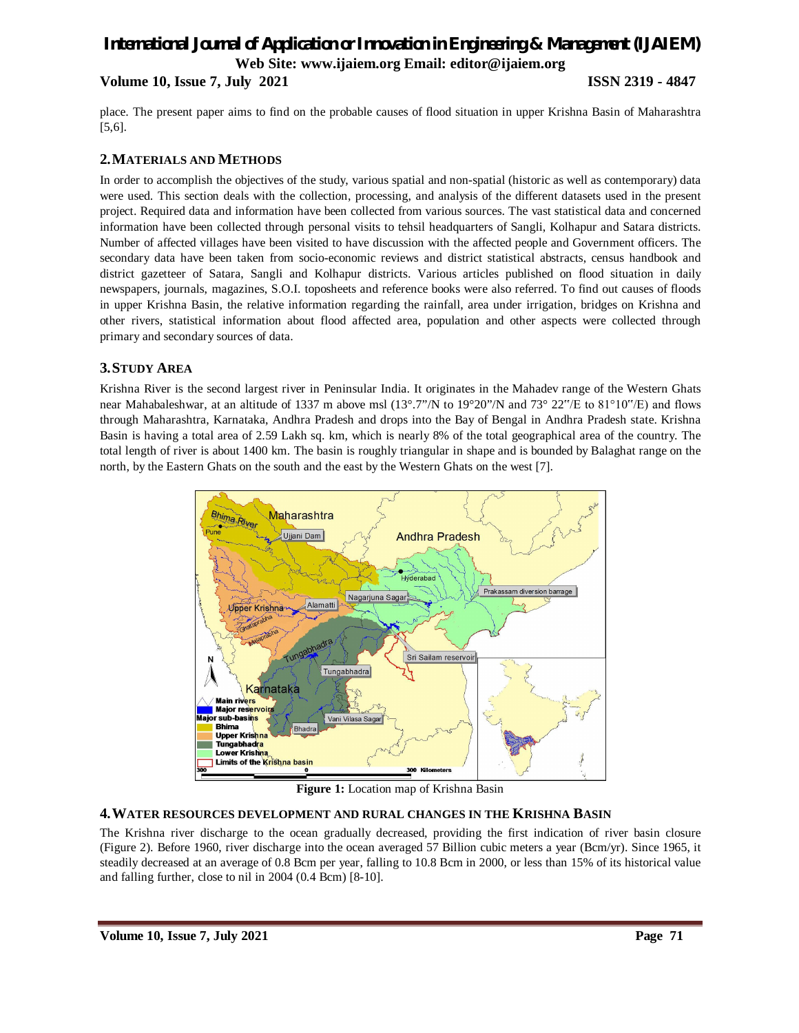place. The present paper aims to find on the probable causes of flood situation in upper Krishna Basin of Maharashtra [5,6].

## 2. MATERIALS AND METHODS

In order to accomplish the objectives of the study, various spatial and non-spatial (historic as well as contemporary) data were used. This section deals with the collection, processing, and analysis of the different datasets used in the present project. Required data and information have been collected from various sources. The vast statistical data and concerned information have been collected through personal visits to tehsil headquarters of Sangli, Kolhapur and Satara districts. Number of affected villages have been visited to have discussion with the affected people and Government officers. The secondary data have been taken from socio-economic reviews and district statistical abstracts, census handbook and district gazetteer of Satara, Sangli and Kolhapur districts. Various articles published on flood situation in daily newspapers, journals, magazines, S.O.I. toposheets and reference books were also referred. To find out causes of floods in upper Krishna Basin, the relative information regarding the rainfall, area under irrigation, bridges on Krishna and other rivers, statistical information about flood affected area, population and other aspects were collected through primary and secondary sources of data.

## 3. STUDY AREA

Krishna River is the second largest river in Peninsular India. It originates in the Mahadev range of the Western Ghats near Mahabaleshwar, at an altitude of 1337 m above msl (13°.7"/N to 19°20"/N and 73° 22"/E to 81°10"/E) and flows through Maharashtra, Karnataka, Andhra Pradesh and drops into the Bay of Bengal in Andhra Pradesh state. Krishna Basin is having a total area of 2.59 Lakh sq. km, which is nearly 8% of the total geographical area of the country. The total length of river is about 1400 km. The basin is roughly triangular in shape and is bounded by Balaghat range on the north, by the Eastern Ghats on the south and the east by the Western Ghats on the west [7].

**Figure 1:** Location map of Krishna Basin

## 4. WATER RESOURCES DEVELOPMENT AND RURAL CHANGES IN THE KRISHNA BASIN

The Krishna river discharge to the ocean gradually decreased, providing the first indication of river basin closure (Figure 2). Before 1960, river discharge into the ocean averaged 57 Billion cubic meters a year (Bcm/yr). Since 1965, it steadily decreased at an average of 0.8 Bcm per year, falling to 10.8 Bcm in 2000, or less than 15% of its historical value and falling further, close to nil in 2004 (0.4 Bcm) [8-10].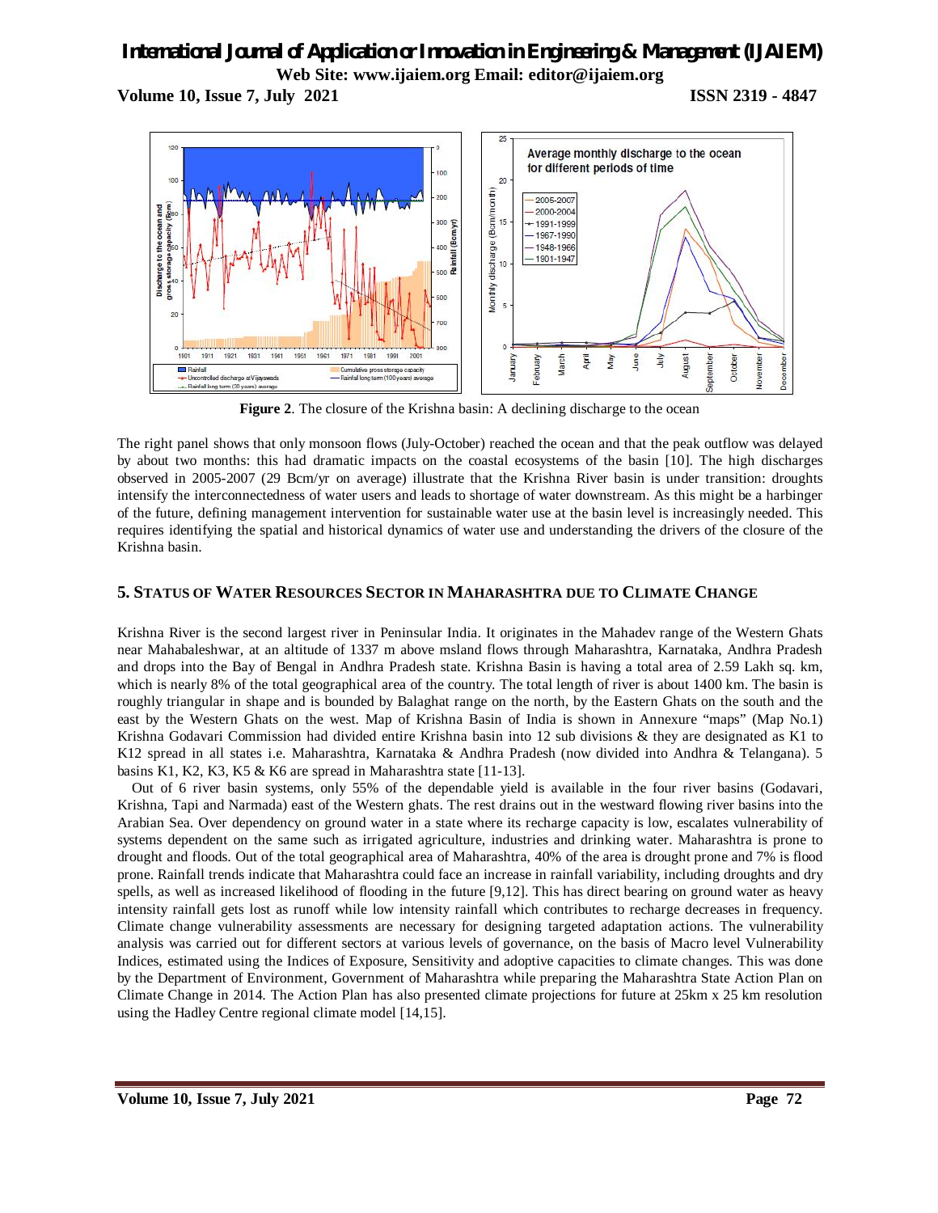**Figure 2**. The closure of the Krishna basin: A declining discharge to the ocean

The right panel shows that only monsoon flows (July-October) reached the ocean and that the peak outflow was delayed by about two months: this had dramatic impacts on the coastal ecosystems of the basin [10]. The high discharges observed in 2005-2007 (29 Bcm/yr on average) illustrate that the Krishna River basin is under transition: droughts intensify the interconnectedness of water users and leads to shortage of water downstream. As this might be a harbinger of the future, defining management intervention for sustainable water use at the basin level is increasingly needed. This requires identifying the spatial and historical dynamics of water use and understanding the drivers of the closure of the Krishna basin.

## 5. STATUS OF WATER RESOURCES SECTOR IN MAHARASHTRA DUE TO CLIMATE CHANGE

Krishna River is the second largest river in Peninsular India. It originates in the Mahadev range of the Western Ghats near Mahabaleshwar, at an altitude of 1337 m above msland flows through Maharashtra, Karnataka, Andhra Pradesh and drops into the Bay of Bengal in Andhra Pradesh state. Krishna Basin is having a total area of 2.59 Lakh sq. km, which is nearly 8% of the total geographical area of the country. The total length of river is about 1400 km. The basin is roughly triangular in shape and is bounded by Balaghat range on the north, by the Eastern Ghats on the south and the east by the Western Ghats on the west. Map of Krishna Basin of India is shown in Annexure "maps" (Map No.1) Krishna Godavari Commission had divided entire Krishna basin into 12 sub divisions & they are designated as K1 to K12 spread in all states i.e. Maharashtra, Karnataka & Andhra Pradesh (now divided into Andhra & Telangana). 5 basins K1, K2, K3, K5 & K6 are spread in Maharashtra state [11-13].

Out of 6 river basin systems, only 55% of the dependable yield is available in the four river basins (Godavari, Krishna, Tapi and Narmada) east of the Western ghats. The rest drains out in the westward flowing river basins into the Arabian Sea. Over dependency on ground water in a state where its recharge capacity is low, escalates vulnerability of systems dependent on the same such as irrigated agriculture, industries and drinking water. Maharashtra is prone to drought and floods. Out of the total geographical area of Maharashtra, 40% of the area is drought prone and 7% is flood prone. Rainfall trends indicate that Maharashtra could face an increase in rainfall variability, including droughts and dry spells, as well as increased likelihood of flooding in the future [9,12]. This has direct bearing on ground water as heavy intensity rainfall gets lost as runoff while low intensity rainfall which contributes to recharge decreases in frequency. Climate change vulnerability assessments are necessary for designing targeted adaptation actions. The vulnerability analysis was carried out for different sectors at various levels of governance, on the basis of Macro level Vulnerability Indices, estimated using the Indices of Exposure, Sensitivity and adoptive capacities to climate changes. This was done by the Department of Environment, Government of Maharashtra while preparing the Maharashtra State Action Plan on Climate Change in 2014. The Action Plan has also presented climate projections for future at 25km x 25 km resolution using the Hadley Centre regional climate model [14,15].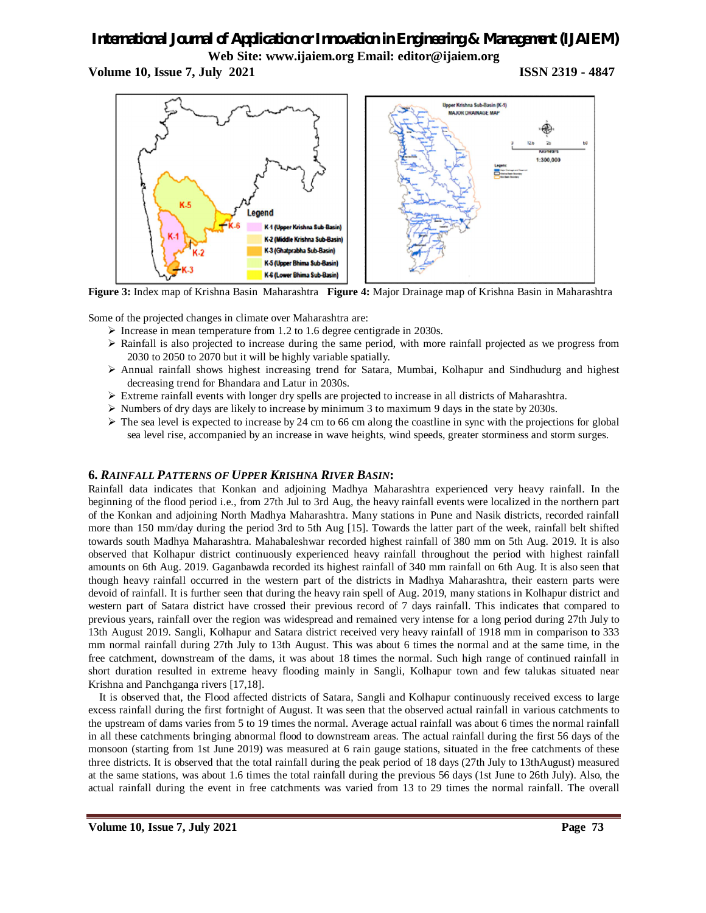**Figure 3:** Index map of Krishna Basin Maharashtra **Figure 4:** Major Drainage map of Krishna Basin in Maharashtra

Some of the projected changes in climate over Maharashtra are:

- Increase in mean temperature from 1.2 to 1.6 degree centigrade in 2030s.
- Rainfall is also projected to increase during the same period, with more rainfall projected as we progress from 2030 to 2050 to 2070 but it will be highly variable spatially.
- Annual rainfall shows highest increasing trend for Satara, Mumbai, Kolhapur and Sindhudurg and highest decreasing trend for Bhandara and Latur in 2030s.
- Extreme rainfall events with longer dry spells are projected to increase in all districts of Maharashtra.
- Numbers of dry days are likely to increase by minimum 3 to maximum 9 days in the state by 2030s.
- The sea level is expected to increase by 24 cm to 66 cm along the coastline in sync with the projections for global sea level rise, accompanied by an increase in wave heights, wind speeds, greater storminess and storm surges.

## 6. *RAINFALL PATTERNS OF UPPER KRISHNA RIVER BASIN*:

Rainfall data indicates that Konkan and adjoining Madhya Maharashtra experienced very heavy rainfall. In the beginning of the flood period i.e., from 27th Jul to 3rd Aug, the heavy rainfall events were localized in the northern part of the Konkan and adjoining North Madhya Maharashtra. Many stations in Pune and Nasik districts, recorded rainfall more than 150 mm/day during the period 3rd to 5th Aug [15]. Towards the latter part of the week, rainfall belt shifted towards south Madhya Maharashtra. Mahabaleshwar recorded highest rainfall of 380 mm on 5th Aug. 2019. It is also observed that Kolhapur district continuously experienced heavy rainfall throughout the period with highest rainfall amounts on 6th Aug. 2019. Gaganbawda recorded its highest rainfall of 340 mm rainfall on 6th Aug. It is also seen that though heavy rainfall occurred in the western part of the districts in Madhya Maharashtra, their eastern parts were devoid of rainfall. It is further seen that during the heavy rain spell of Aug. 2019, many stations in Kolhapur district and western part of Satara district have crossed their previous record of 7 days rainfall. This indicates that compared to previous years, rainfall over the region was widespread and remained very intense for a long period during 27th July to 13th August 2019. Sangli, Kolhapur and Satara district received very heavy rainfall of 1918 mm in comparison to 333 mm normal rainfall during 27th July to 13th August. This was about 6 times the normal and at the same time, in the free catchment, downstream of the dams, it was about 18 times the normal. Such high range of continued rainfall in short duration resulted in extreme heavy flooding mainly in Sangli, Kolhapur town and few talukas situated near Krishna and Panchganga rivers [17,18].

It is observed that, the Flood affected districts of Satara, Sangli and Kolhapur continuously received excess to large excess rainfall during the first fortnight of August. It was seen that the observed actual rainfall in various catchments to the upstream of dams varies from 5 to 19 times the normal. Average actual rainfall was about 6 times the normal rainfall in all these catchments bringing abnormal flood to downstream areas. The actual rainfall during the first 56 days of the monsoon (starting from 1st June 2019) was measured at 6 rain gauge stations, situated in the free catchments of these three districts. It is observed that the total rainfall during the peak period of 18 days (27th July to 13thAugust) measured at the same stations, was about 1.6 times the total rainfall during the previous 56 days (1st June to 26th July). Also, the actual rainfall during the event in free catchments was varied from 13 to 29 times the normal rainfall. The overall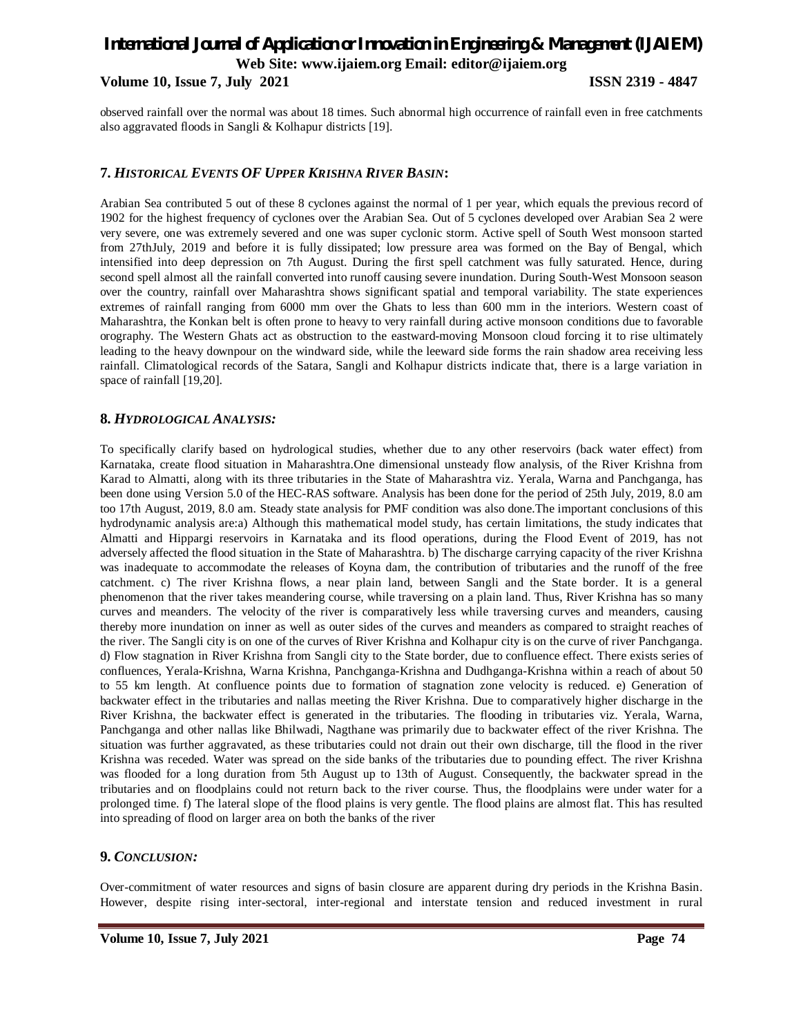observed rainfall over the normal was about 18 times. Such abnormal high occurrence of rainfall even in free catchments also aggravated floods in Sangli & Kolhapur districts [19].

## 7. *HISTORICAL EVENTS OF UPPER KRISHNA RIVER BASIN*:

Arabian Sea contributed 5 out of these 8 cyclones against the normal of 1 per year, which equals the previous record of 1902 for the highest frequency of cyclones over the Arabian Sea. Out of 5 cyclones developed over Arabian Sea 2 were very severe, one was extremely severed and one was super cyclonic storm. Active spell of South West monsoon started from 27thJuly, 2019 and before it is fully dissipated; low pressure area was formed on the Bay of Bengal, which intensified into deep depression on 7th August. During the first spell catchment was fully saturated. Hence, during second spell almost all the rainfall converted into runoff causing severe inundation. During South-West Monsoon season over the country, rainfall over Maharashtra shows significant spatial and temporal variability. The state experiences extremes of rainfall ranging from 6000 mm over the Ghats to less than 600 mm in the interiors. Western coast of Maharashtra, the Konkan belt is often prone to heavy to very rainfall during active monsoon conditions due to favorable orography. The Western Ghats act as obstruction to the eastward-moving Monsoon cloud forcing it to rise ultimately leading to the heavy downpour on the windward side, while the leeward side forms the rain shadow area receiving less rainfall. Climatological records of the Satara, Sangli and Kolhapur districts indicate that, there is a large variation in space of rainfall [19,20].

## 8. *HYDROLOGICAL ANALYSIS:*

To specifically clarify based on hydrological studies, whether due to any other reservoirs (back water effect) from Karnataka, create flood situation in Maharashtra.One dimensional unsteady flow analysis, of the River Krishna from Karad to Almatti, along with its three tributaries in the State of Maharashtra viz. Yerala, Warna and Panchganga, has been done using Version 5.0 of the HEC-RAS software. Analysis has been done for the period of 25th July, 2019, 8.0 am too 17th August, 2019, 8.0 am. Steady state analysis for PMF condition was also done.The important conclusions of this hydrodynamic analysis are:a) Although this mathematical model study, has certain limitations, the study indicates that Almatti and Hippargi reservoirs in Karnataka and its flood operations, during the Flood Event of 2019, has not adversely affected the flood situation in the State of Maharashtra. b) The discharge carrying capacity of the river Krishna was inadequate to accommodate the releases of Koyna dam, the contribution of tributaries and the runoff of the free catchment. c) The river Krishna flows, a near plain land, between Sangli and the State border. It is a general phenomenon that the river takes meandering course, while traversing on a plain land. Thus, River Krishna has so many curves and meanders. The velocity of the river is comparatively less while traversing curves and meanders, causing thereby more inundation on inner as well as outer sides of the curves and meanders as compared to straight reaches of the river. The Sangli city is on one of the curves of River Krishna and Kolhapur city is on the curve of river Panchganga. d) Flow stagnation in River Krishna from Sangli city to the State border, due to confluence effect. There exists series of confluences, Yerala-Krishna, Warna Krishna, Panchganga-Krishna and Dudhganga-Krishna within a reach of about 50 to 55 km length. At confluence points due to formation of stagnation zone velocity is reduced. e) Generation of backwater effect in the tributaries and nallas meeting the River Krishna. Due to comparatively higher discharge in the River Krishna, the backwater effect is generated in the tributaries. The flooding in tributaries viz. Yerala, Warna, Panchganga and other nallas like Bhilwadi, Nagthane was primarily due to backwater effect of the river Krishna. The situation was further aggravated, as these tributaries could not drain out their own discharge, till the flood in the river Krishna was receded. Water was spread on the side banks of the tributaries due to pounding effect. The river Krishna was flooded for a long duration from 5th August up to 13th of August. Consequently, the backwater spread in the tributaries and on floodplains could not return back to the river course. Thus, the floodplains were under water for a prolonged time. f) The lateral slope of the flood plains is very gentle. The flood plains are almost flat. This has resulted into spreading of flood on larger area on both the banks of the river

## 9. *CONCLUSION:*

Over-commitment of water resources and signs of basin closure are apparent during dry periods in the Krishna Basin. However, despite rising inter-sectoral, inter-regional and interstate tension and reduced investment in rural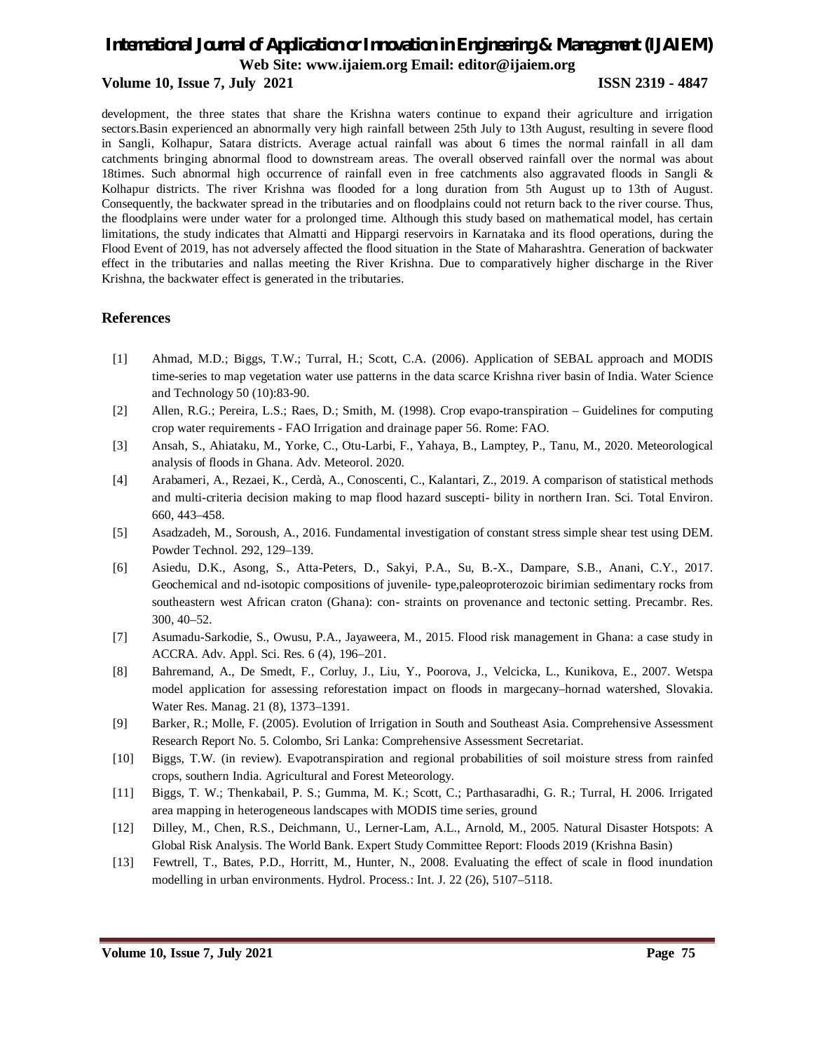development, the three states that share the Krishna waters continue to expand their agriculture and irrigation sectors.Basin experienced an abnormally very high rainfall between 25th July to 13th August, resulting in severe flood in Sangli, Kolhapur, Satara districts. Average actual rainfall was about 6 times the normal rainfall in all dam catchments bringing abnormal flood to downstream areas. The overall observed rainfall over the normal was about 18times. Such abnormal high occurrence of rainfall even in free catchments also aggravated floods in Sangli & Kolhapur districts. The river Krishna was flooded for a long duration from 5th August up to 13th of August. Consequently, the backwater spread in the tributaries and on floodplains could not return back to the river course. Thus, the floodplains were under water for a prolonged time. Although this study based on mathematical model, has certain limitations, the study indicates that Almatti and Hippargi reservoirs in Karnataka and its flood operations, during the Flood Event of 2019, has not adversely affected the flood situation in the State of Maharashtra. Generation of backwater effect in the tributaries and nallas meeting the River Krishna. Due to comparatively higher discharge in the River Krishna, the backwater effect is generated in the tributaries.

## References

[1] Ahmad, M.D.; Biggs, T.W.; Turral, H.; Scott, C.A. (2006). Application of SEBAL approach and MODIS time-series to map vegetation water use patterns in the data scarce Krishna river basin of India. Water Science and Technology 50 (10):83-90.

[2] Allen, R.G.; Pereira, L.S.; Raes, D.; Smith, M. (1998). Crop evapo-transpiration – Guidelines for computing crop water requirements - FAO Irrigation and drainage paper 56. Rome: FAO.

[3] Ansah, S., Ahiataku, M., Yorke, C., Otu-Larbi, F., Yahaya, B., Lamptey, P., Tanu, M., 2020. Meteorological analysis of floods in Ghana. Adv. Meteorol. 2020.

[4] Arabameri, A., Rezaei, K., Cerdà, A., Conoscenti, C., Kalantari, Z., 2019. A comparison of statistical methods and multi-criteria decision making to map flood hazard suscepti- bility in northern Iran. Sci. Total Environ. 660, 443–458.

[5] Asadzadeh, M., Soroush, A., 2016. Fundamental investigation of constant stress simple shear test using DEM. Powder Technol. 292, 129–139.

[6] Asiedu, D.K., Asong, S., Atta-Peters, D., Sakyi, P.A., Su, B.-X., Dampare, S.B., Anani, C.Y., 2017. Geochemical and nd-isotopic compositions of juvenile- type,paleoproterozoic birimian sedimentary rocks from southeastern west African craton (Ghana): con- straints on provenance and tectonic setting. Precambr. Res. 300, 40–52.

[7] Asumadu-Sarkodie, S., Owusu, P.A., Jayaweera, M., 2015. Flood risk management in Ghana: a case study in ACCRA. Adv. Appl. Sci. Res. 6 (4), 196–201.

[8] Bahremand, A., De Smedt, F., Corluy, J., Liu, Y., Poorova, J., Velcicka, L., Kunikova, E., 2007. Wetspa model application for assessing reforestation impact on floods in margecany–hornad watershed, Slovakia. Water Res. Manag. 21 (8), 1373–1391.

[9] Barker, R.; Molle, F. (2005). Evolution of Irrigation in South and Southeast Asia. Comprehensive Assessment Research Report No. 5. Colombo, Sri Lanka: Comprehensive Assessment Secretariat.

[10] Biggs, T.W. (in review). Evapotranspiration and regional probabilities of soil moisture stress from rainfed crops, southern India. Agricultural and Forest Meteorology.

[11] Biggs, T. W.; Thenkabail, P. S.; Gumma, M. K.; Scott, C.; Parthasaradhi, G. R.; Turral, H. 2006. Irrigated area mapping in heterogeneous landscapes with MODIS time series, ground

[12] Dilley, M., Chen, R.S., Deichmann, U., Lerner-Lam, A.L., Arnold, M., 2005. Natural Disaster Hotspots: A Global Risk Analysis. The World Bank. Expert Study Committee Report: Floods 2019 (Krishna Basin)

[13] Fewtrell, T., Bates, P.D., Horritt, M., Hunter, N., 2008. Evaluating the effect of scale in flood inundation modelling in urban environments. Hydrol. Process.: Int. J. 22 (26), 5107–5118.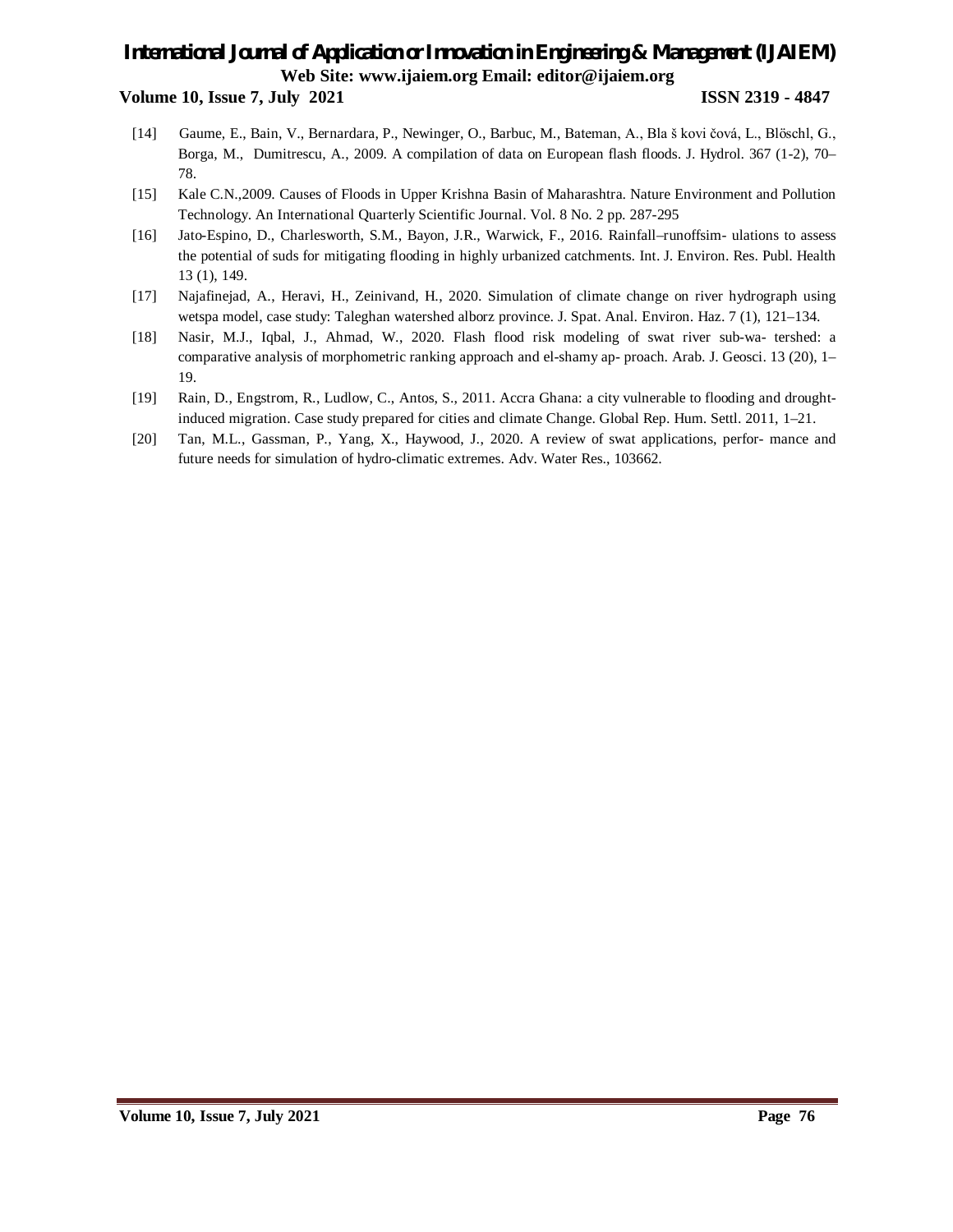[14] Gaume, E., Bain, V., Bernardara, P., Newinger, O., Barbuc, M., Bateman, A., Bla š kovi čová, L., Blöschl, G., Borga, M., Dumitrescu, A., 2009. A compilation of data on European flash floods. J. Hydrol. 367 (1-2), 70–78.

[15] Kale C.N.,2009. Causes of Floods in Upper Krishna Basin of Maharashtra. Nature Environment and Pollution Technology. An International Quarterly Scientific Journal. Vol. 8 No. 2 pp. 287-295

[16] Jato-Espino, D., Charlesworth, S.M., Bayon, J.R., Warwick, F., 2016. Rainfall–runoffsim- ulations to assess the potential of suds for mitigating flooding in highly urbanized catchments. Int. J. Environ. Res. Publ. Health 13 (1), 149.

[17] Najafinejad, A., Heravi, H., Zeinivand, H., 2020. Simulation of climate change on river hydrograph using wetspa model, case study: Taleghan watershed alborz province. J. Spat. Anal. Environ. Haz. 7 (1), 121–134.

[18] Nasir, M.J., Iqbal, J., Ahmad, W., 2020. Flash flood risk modeling of swat river sub-wa- tershed: a comparative analysis of morphometric ranking approach and el-shamy ap- proach. Arab. J. Geosci. 13 (20), 1–19.

[19] Rain, D., Engstrom, R., Ludlow, C., Antos, S., 2011. Accra Ghana: a city vulnerable to flooding and drought-induced migration. Case study prepared for cities and climate Change. Global Rep. Hum. Settl. 2011, 1–21.

[20] Tan, M.L., Gassman, P., Yang, X., Haywood, J., 2020. A review of swat applications, perfor- mance and future needs for simulation of hydro-climatic extremes. Adv. Water Res., 103662.